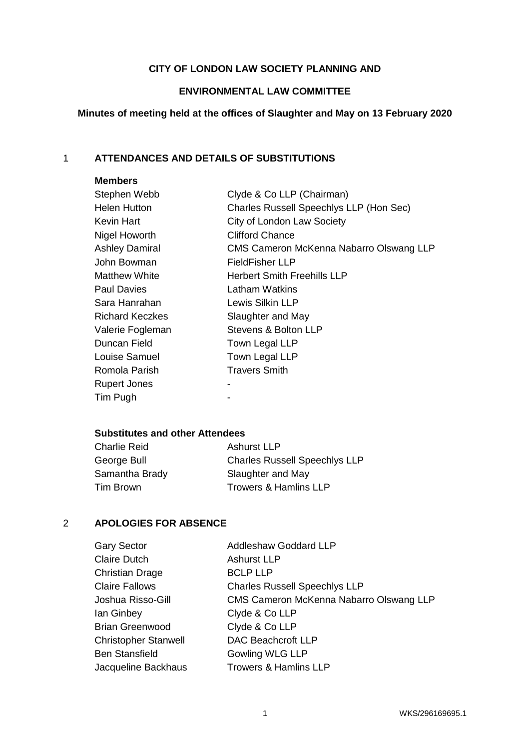**CITY OF LONDON LAW SOCIETY PLANNING AND**

**ENVIRONMENTAL LAW COMMITTEE**

**Minutes of meeting held at the offices of Slaughter and May on 13 February 2020**

## 1 ATTENDANCES AND DETAILS OF SUBSTITUTIONS

**Members**

| | |
|---|---|
| Stephen Webb | Clyde & Co LLP (Chairman) |
| Helen Hutton | Charles Russell Speechlys LLP (Hon Sec) |
| Kevin Hart | City of London Law Society |
| Nigel Howorth | Clifford Chance |
| Ashley Damiral | CMS Cameron McKenna Nabarro Olswang LLP |
| John Bowman | FieldFisher LLP |
| Matthew White | Herbert Smith Freehills LLP |
| Paul Davies | Latham Watkins |
| Sara Hanrahan | Lewis Silkin LLP |
| Richard Keczkes | Slaughter and May |
| Valerie Fogleman | Stevens & Bolton LLP |
| Duncan Field | Town Legal LLP |
| Louise Samuel | Town Legal LLP |
| Romola Parish | Travers Smith |
| Rupert Jones | - |
| Tim Pugh | - |

**Substitutes and other Attendees**

| | |
|---|---|
| Charlie Reid | Ashurst LLP |
| George Bull | Charles Russell Speechlys LLP |
| Samantha Brady | Slaughter and May |
| Tim Brown | Trowers & Hamlins LLP |

## 2 APOLOGIES FOR ABSENCE

| | |
|---|---|
| Gary Sector | Addleshaw Goddard LLP |
| Claire Dutch | Ashurst LLP |
| Christian Drage | BCLP LLP |
| Claire Fallows | Charles Russell Speechlys LLP |
| Joshua Risso-Gill | CMS Cameron McKenna Nabarro Olswang LLP |
| Ian Ginbey | Clyde & Co LLP |
| Brian Greenwood | Clyde & Co LLP |
| Christopher Stanwell | DAC Beachcroft LLP |
| Ben Stansfield | Gowling WLG LLP |
| Jacqueline Backhaus | Trowers & Hamlins LLP |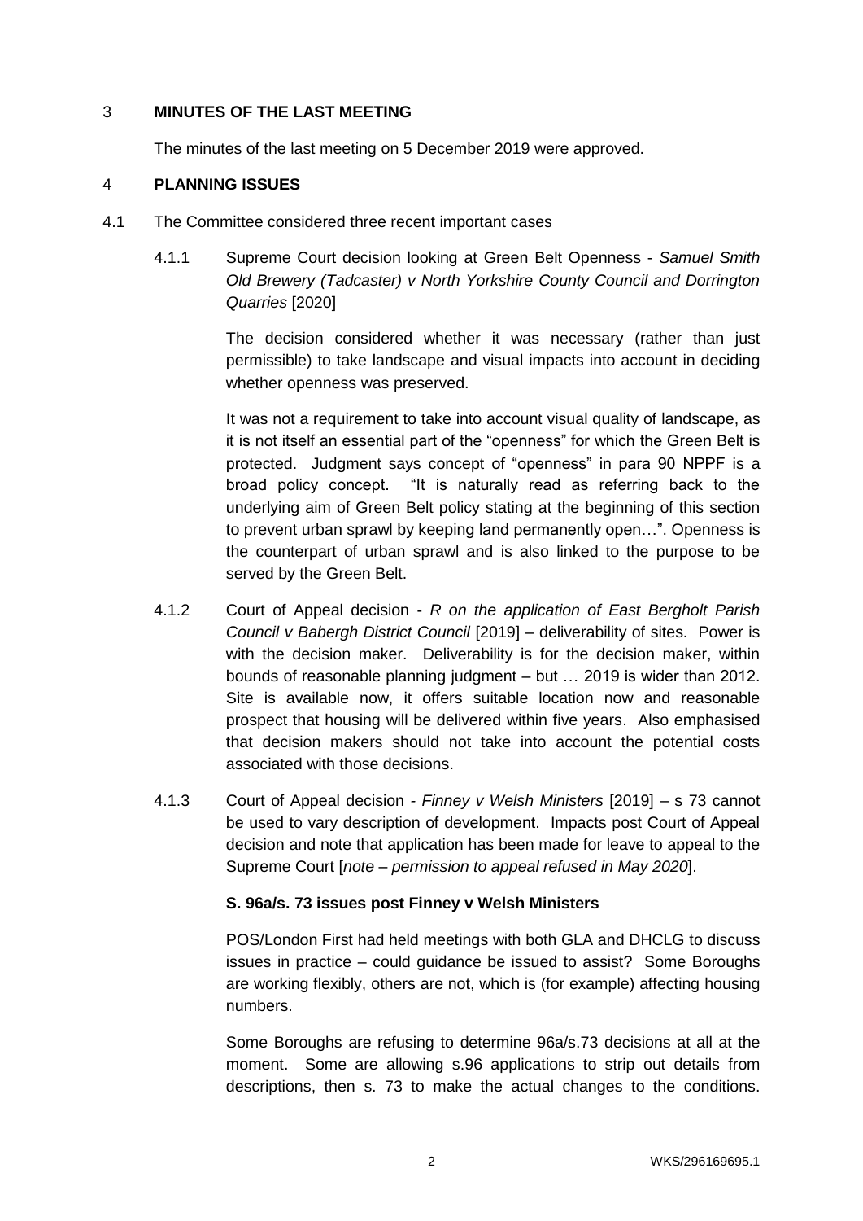## 3 MINUTES OF THE LAST MEETING

The minutes of the last meeting on 5 December 2019 were approved.

## 4 PLANNING ISSUES

4.1 The Committee considered three recent important cases

4.1.1 Supreme Court decision looking at Green Belt Openness - *Samuel Smith Old Brewery (Tadcaster) v North Yorkshire County Council and Dorrington Quarries* [2020]

The decision considered whether it was necessary (rather than just permissible) to take landscape and visual impacts into account in deciding whether openness was preserved.

It was not a requirement to take into account visual quality of landscape, as it is not itself an essential part of the "openness" for which the Green Belt is protected. Judgment says concept of "openness" in para 90 NPPF is a broad policy concept. "It is naturally read as referring back to the underlying aim of Green Belt policy stating at the beginning of this section to prevent urban sprawl by keeping land permanently open…". Openness is the counterpart of urban sprawl and is also linked to the purpose to be served by the Green Belt.

4.1.2 Court of Appeal decision - *R on the application of East Bergholt Parish Council v Babergh District Council* [2019] – deliverability of sites. Power is with the decision maker. Deliverability is for the decision maker, within bounds of reasonable planning judgment – but … 2019 is wider than 2012. Site is available now, it offers suitable location now and reasonable prospect that housing will be delivered within five years. Also emphasised that decision makers should not take into account the potential costs associated with those decisions.

4.1.3 Court of Appeal decision - *Finney v Welsh Ministers* [2019] – s 73 cannot be used to vary description of development. Impacts post Court of Appeal decision and note that application has been made for leave to appeal to the Supreme Court [*note – permission to appeal refused in May 2020*].

**S. 96a/s. 73 issues post Finney v Welsh Ministers**

POS/London First had held meetings with both GLA and DHCLG to discuss issues in practice – could guidance be issued to assist? Some Boroughs are working flexibly, others are not, which is (for example) affecting housing numbers.

Some Boroughs are refusing to determine 96a/s.73 decisions at all at the moment. Some are allowing s.96 applications to strip out details from descriptions, then s. 73 to make the actual changes to the conditions.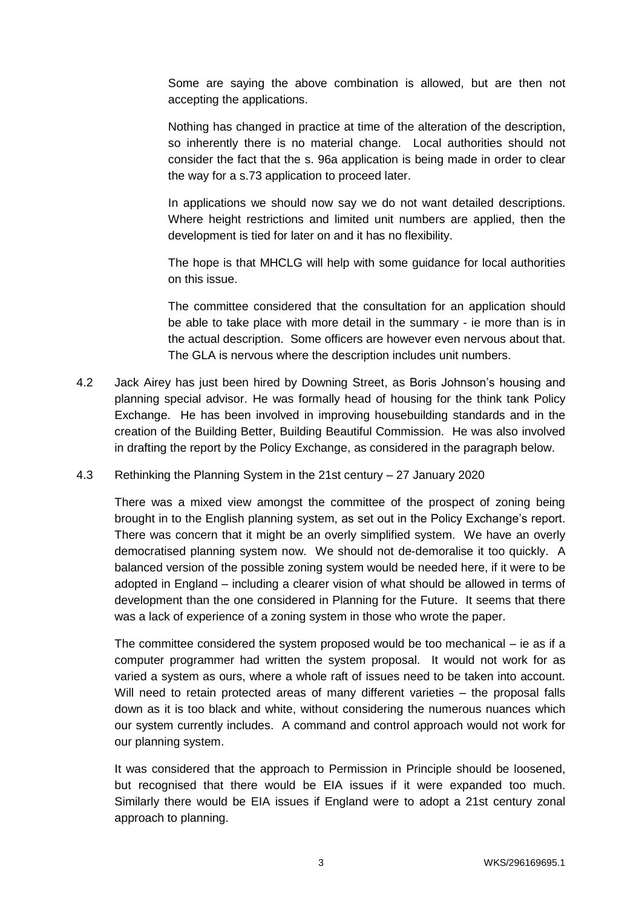Some are saying the above combination is allowed, but are then not accepting the applications.

Nothing has changed in practice at time of the alteration of the description, so inherently there is no material change. Local authorities should not consider the fact that the s. 96a application is being made in order to clear the way for a s.73 application to proceed later.

In applications we should now say we do not want detailed descriptions. Where height restrictions and limited unit numbers are applied, then the development is tied for later on and it has no flexibility.

The hope is that MHCLG will help with some guidance for local authorities on this issue.

The committee considered that the consultation for an application should be able to take place with more detail in the summary - ie more than is in the actual description. Some officers are however even nervous about that. The GLA is nervous where the description includes unit numbers.

4.2 Jack Airey has just been hired by Downing Street, as Boris Johnson's housing and planning special advisor. He was formally head of housing for the think tank Policy Exchange. He has been involved in improving housebuilding standards and in the creation of the Building Better, Building Beautiful Commission. He was also involved in drafting the report by the Policy Exchange, as considered in the paragraph below.

4.3 Rethinking the Planning System in the 21st century – 27 January 2020

There was a mixed view amongst the committee of the prospect of zoning being brought in to the English planning system, as set out in the Policy Exchange's report. There was concern that it might be an overly simplified system. We have an overly democratised planning system now. We should not de-demoralise it too quickly. A balanced version of the possible zoning system would be needed here, if it were to be adopted in England – including a clearer vision of what should be allowed in terms of development than the one considered in Planning for the Future. It seems that there was a lack of experience of a zoning system in those who wrote the paper.

The committee considered the system proposed would be too mechanical – ie as if a computer programmer had written the system proposal. It would not work for as varied a system as ours, where a whole raft of issues need to be taken into account. Will need to retain protected areas of many different varieties – the proposal falls down as it is too black and white, without considering the numerous nuances which our system currently includes. A command and control approach would not work for our planning system.

It was considered that the approach to Permission in Principle should be loosened, but recognised that there would be EIA issues if it were expanded too much. Similarly there would be EIA issues if England were to adopt a 21st century zonal approach to planning.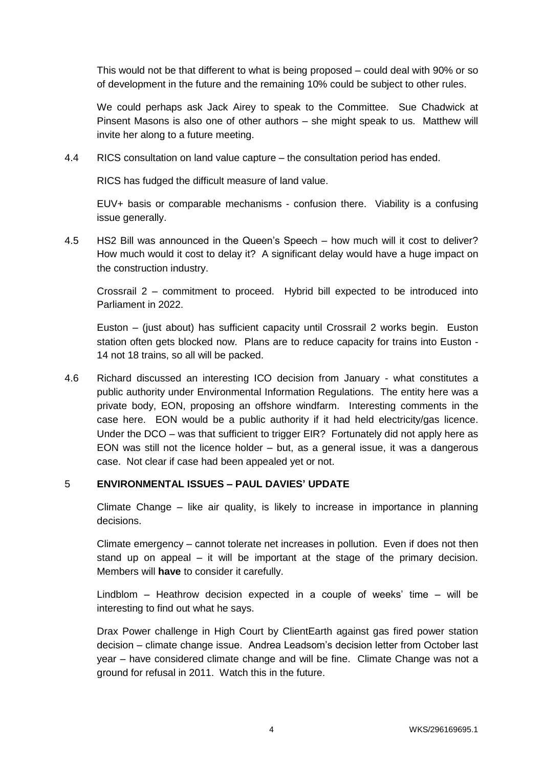This would not be that different to what is being proposed – could deal with 90% or so of development in the future and the remaining 10% could be subject to other rules.

We could perhaps ask Jack Airey to speak to the Committee. Sue Chadwick at Pinsent Masons is also one of other authors – she might speak to us. Matthew will invite her along to a future meeting.

4.4 RICS consultation on land value capture – the consultation period has ended.

RICS has fudged the difficult measure of land value.

EUV+ basis or comparable mechanisms - confusion there. Viability is a confusing issue generally.

4.5 HS2 Bill was announced in the Queen's Speech – how much will it cost to deliver? How much would it cost to delay it? A significant delay would have a huge impact on the construction industry.

Crossrail 2 – commitment to proceed. Hybrid bill expected to be introduced into Parliament in 2022.

Euston – (just about) has sufficient capacity until Crossrail 2 works begin. Euston station often gets blocked now. Plans are to reduce capacity for trains into Euston - 14 not 18 trains, so all will be packed.

4.6 Richard discussed an interesting ICO decision from January - what constitutes a public authority under Environmental Information Regulations. The entity here was a private body, EON, proposing an offshore windfarm. Interesting comments in the case here. EON would be a public authority if it had held electricity/gas licence. Under the DCO – was that sufficient to trigger EIR? Fortunately did not apply here as EON was still not the licence holder – but, as a general issue, it was a dangerous case. Not clear if case had been appealed yet or not.

## 5 ENVIRONMENTAL ISSUES – PAUL DAVIES' UPDATE

Climate Change – like air quality, is likely to increase in importance in planning decisions.

Climate emergency – cannot tolerate net increases in pollution. Even if does not then stand up on appeal – it will be important at the stage of the primary decision. Members will **have** to consider it carefully.

Lindblom – Heathrow decision expected in a couple of weeks' time – will be interesting to find out what he says.

Drax Power challenge in High Court by ClientEarth against gas fired power station decision – climate change issue. Andrea Leadsom's decision letter from October last year – have considered climate change and will be fine. Climate Change was not a ground for refusal in 2011. Watch this in the future.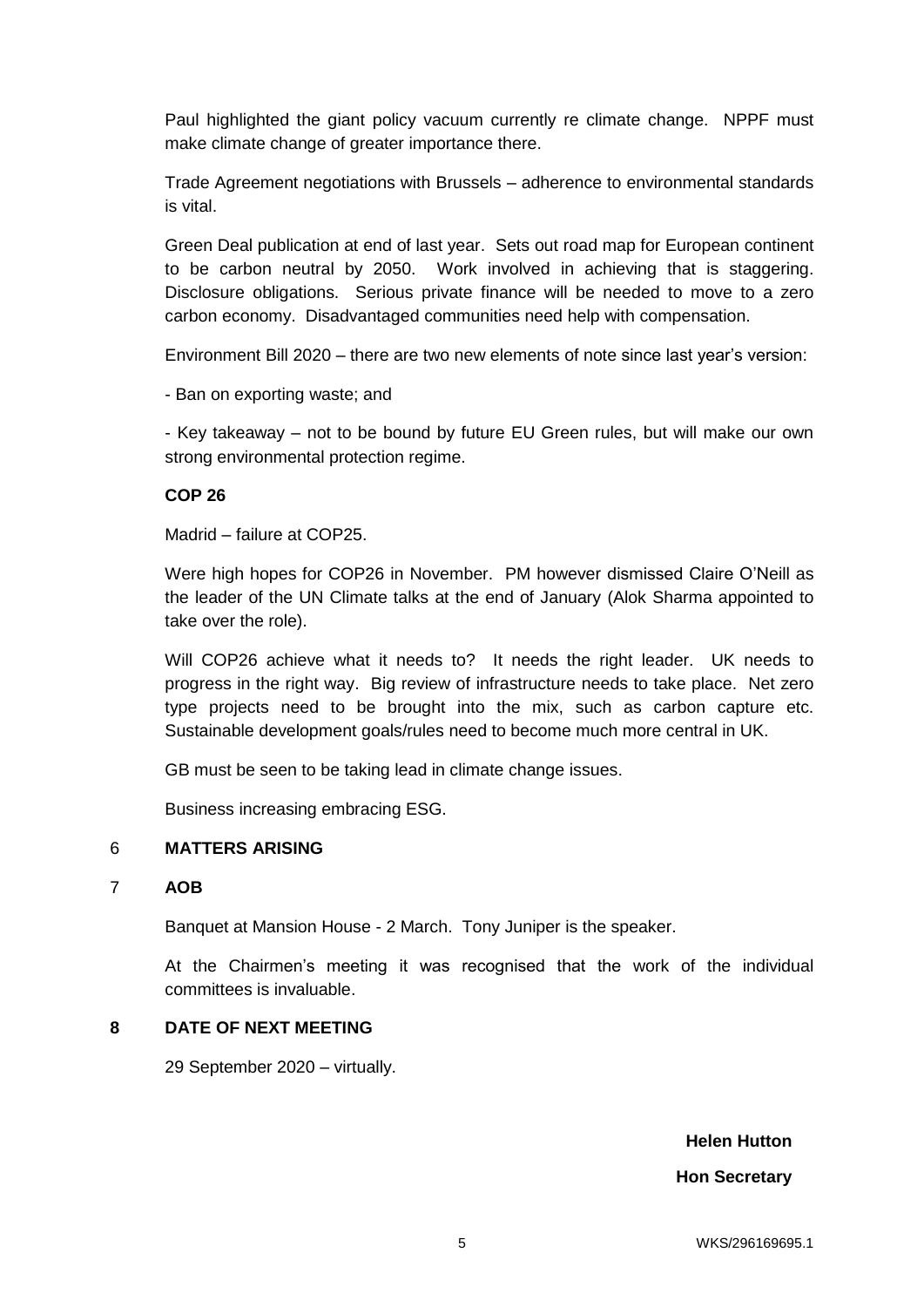Paul highlighted the giant policy vacuum currently re climate change. NPPF must make climate change of greater importance there.

Trade Agreement negotiations with Brussels – adherence to environmental standards is vital.

Green Deal publication at end of last year. Sets out road map for European continent to be carbon neutral by 2050. Work involved in achieving that is staggering. Disclosure obligations. Serious private finance will be needed to move to a zero carbon economy. Disadvantaged communities need help with compensation.

Environment Bill 2020 – there are two new elements of note since last year's version:

- Ban on exporting waste; and

- Key takeaway – not to be bound by future EU Green rules, but will make our own strong environmental protection regime.

**COP 26**

Madrid – failure at COP25.

Were high hopes for COP26 in November. PM however dismissed Claire O'Neill as the leader of the UN Climate talks at the end of January (Alok Sharma appointed to take over the role).

Will COP26 achieve what it needs to? It needs the right leader. UK needs to progress in the right way. Big review of infrastructure needs to take place. Net zero type projects need to be brought into the mix, such as carbon capture etc. Sustainable development goals/rules need to become much more central in UK.

GB must be seen to be taking lead in climate change issues.

Business increasing embracing ESG.

## 6 MATTERS ARISING

## 7 AOB

Banquet at Mansion House - 2 March. Tony Juniper is the speaker.

At the Chairmen's meeting it was recognised that the work of the individual committees is invaluable.

## 8 DATE OF NEXT MEETING

29 September 2020 – virtually.

**Helen Hutton**

**Hon Secretary**

WKS/296169695.1